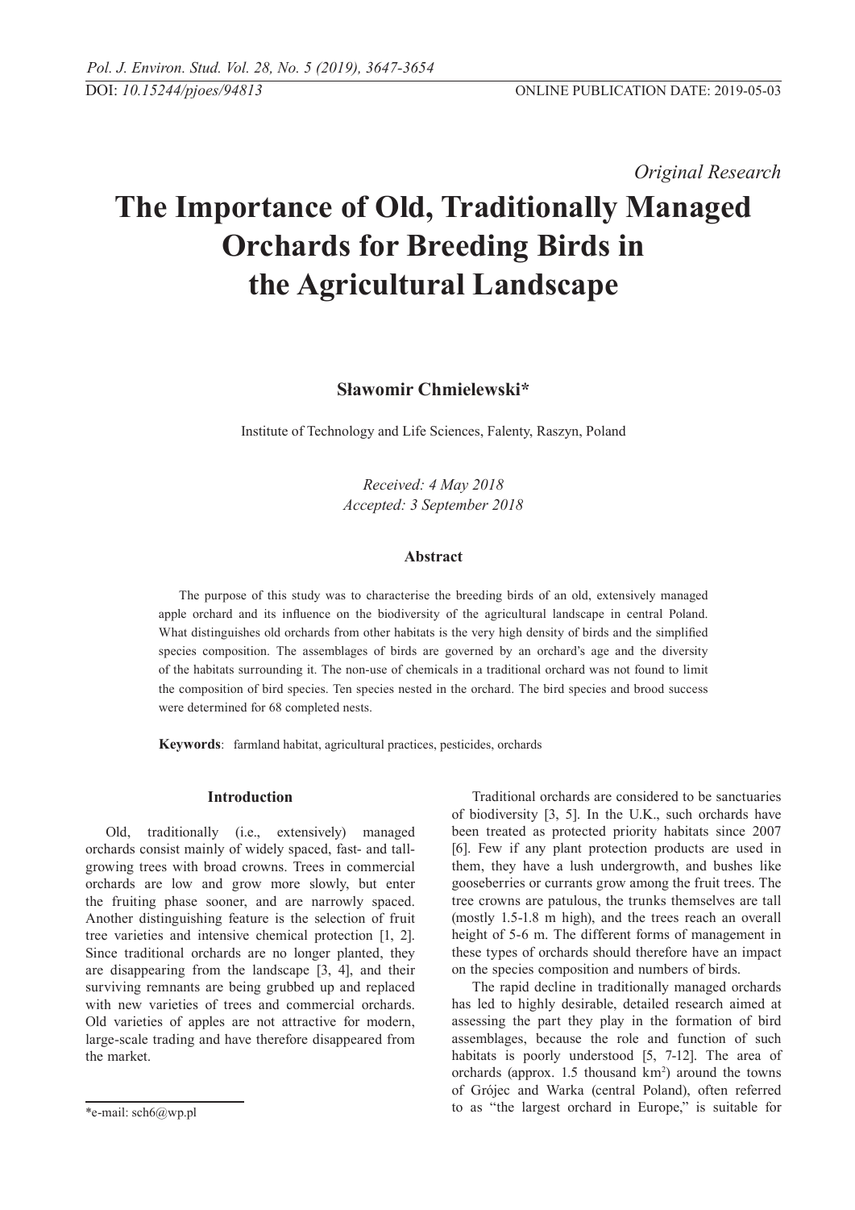*Original Research*

# The Importance of Old, Traditionally Managed Orchards for Breeding Birds in the Agricultural Landscape

**Sławomir Chmielewski***

Institute of Technology and Life Sciences, Falenty, Raszyn, Poland

*Received: 4 May 2018*
*Accepted: 3 September 2018*

### Abstract

The purpose of this study was to characterise the breeding birds of an old, extensively managed apple orchard and its influence on the biodiversity of the agricultural landscape in central Poland. What distinguishes old orchards from other habitats is the very high density of birds and the simplified species composition. The assemblages of birds are governed by an orchard's age and the diversity of the habitats surrounding it. The non-use of chemicals in a traditional orchard was not found to limit the composition of bird species. Ten species nested in the orchard. The bird species and brood success were determined for 68 completed nests.

**Keywords**: farmland habitat, agricultural practices, pesticides, orchards

## Introduction

Old, traditionally (i.e., extensively) managed orchards consist mainly of widely spaced, fast- and tall-growing trees with broad crowns. Trees in commercial orchards are low and grow more slowly, but enter the fruiting phase sooner, and are narrowly spaced. Another distinguishing feature is the selection of fruit tree varieties and intensive chemical protection [1, 2]. Since traditional orchards are no longer planted, they are disappearing from the landscape [3, 4], and their surviving remnants are being grubbed up and replaced with new varieties of trees and commercial orchards. Old varieties of apples are not attractive for modern, large-scale trading and have therefore disappeared from the market.

Traditional orchards are considered to be sanctuaries of biodiversity [3, 5]. In the U.K., such orchards have been treated as protected priority habitats since 2007 [6]. Few if any plant protection products are used in them, they have a lush undergrowth, and bushes like gooseberries or currants grow among the fruit trees. The tree crowns are patulous, the trunks themselves are tall (mostly 1.5-1.8 m high), and the trees reach an overall height of 5-6 m. The different forms of management in these types of orchards should therefore have an impact on the species composition and numbers of birds.

The rapid decline in traditionally managed orchards has led to highly desirable, detailed research aimed at assessing the part they play in the formation of bird assemblages, because the role and function of such habitats is poorly understood [5, 7-12]. The area of orchards (approx. 1.5 thousand km$^2$) around the towns of Grójec and Warka (central Poland), often referred to as "the largest orchard in Europe," is suitable for

*e-mail: sch6@wp.pl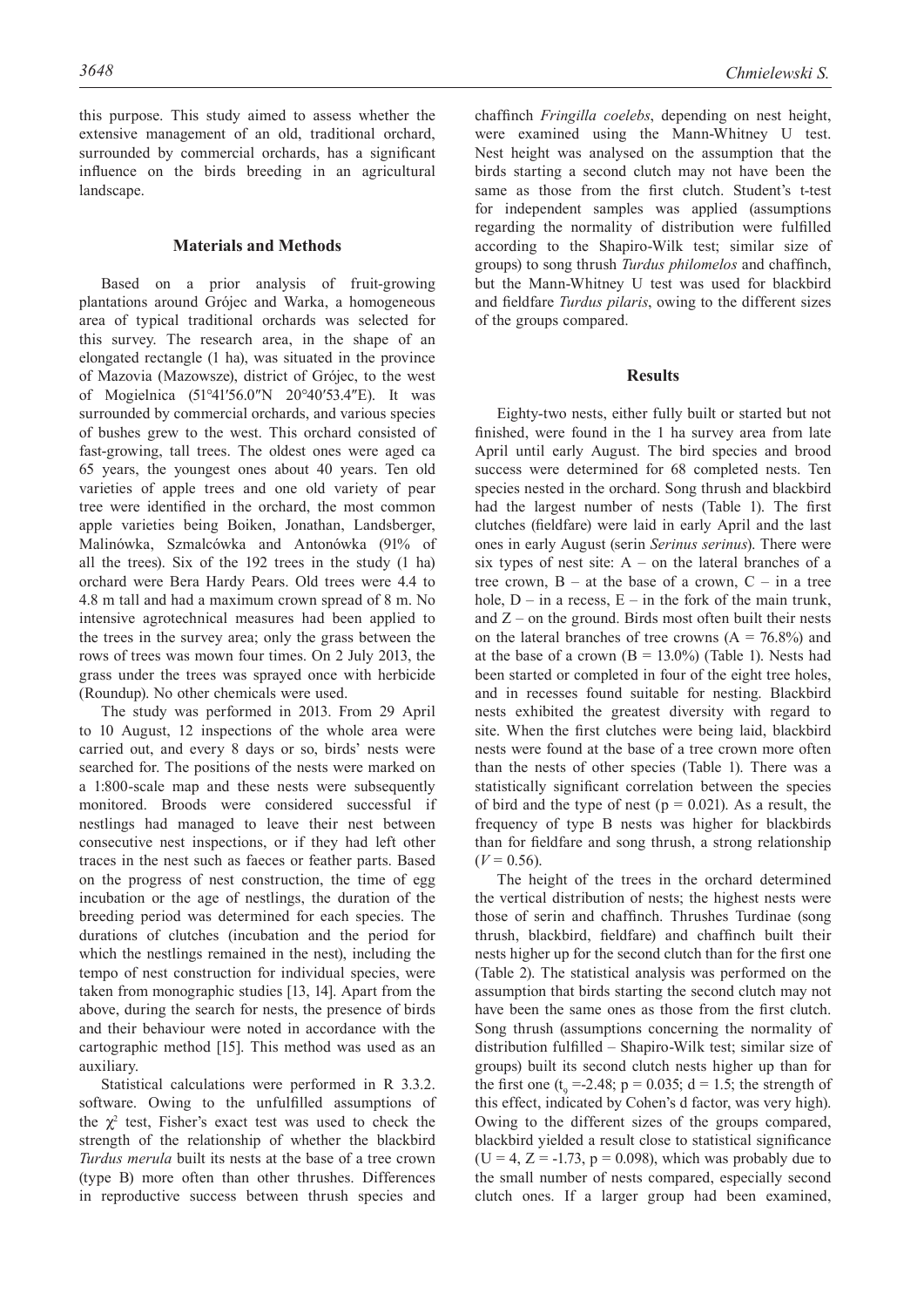this purpose. This study aimed to assess whether the extensive management of an old, traditional orchard, surrounded by commercial orchards, has a significant influence on the birds breeding in an agricultural landscape.

## Materials and Methods

Based on a prior analysis of fruit-growing plantations around Grójec and Warka, a homogeneous area of typical traditional orchards was selected for this survey. The research area, in the shape of an elongated rectangle (1 ha), was situated in the province of Mazovia (Mazowsze), district of Grójec, to the west of Mogielnica (51°41′56.0″N 20°40′53.4″E). It was surrounded by commercial orchards, and various species of bushes grew to the west. This orchard consisted of fast-growing, tall trees. The oldest ones were aged ca 65 years, the youngest ones about 40 years. Ten old varieties of apple trees and one old variety of pear tree were identified in the orchard, the most common apple varieties being Boiken, Jonathan, Landsberger, Malinówka, Szmalcówka and Antonówka (91% of all the trees). Six of the 192 trees in the study (1 ha) orchard were Bera Hardy Pears. Old trees were 4.4 to 4.8 m tall and had a maximum crown spread of 8 m. No intensive agrotechnical measures had been applied to the trees in the survey area; only the grass between the rows of trees was mown four times. On 2 July 2013, the grass under the trees was sprayed once with herbicide (Roundup). No other chemicals were used.

The study was performed in 2013. From 29 April to 10 August, 12 inspections of the whole area were carried out, and every 8 days or so, birds' nests were searched for. The positions of the nests were marked on a 1:800-scale map and these nests were subsequently monitored. Broods were considered successful if nestlings had managed to leave their nest between consecutive nest inspections, or if they had left other traces in the nest such as faeces or feather parts. Based on the progress of nest construction, the time of egg incubation or the age of nestlings, the duration of the breeding period was determined for each species. The durations of clutches (incubation and the period for which the nestlings remained in the nest), including the tempo of nest construction for individual species, were taken from monographic studies [13, 14]. Apart from the above, during the search for nests, the presence of birds and their behaviour were noted in accordance with the cartographic method [15]. This method was used as an auxiliary.

Statistical calculations were performed in R 3.3.2. software. Owing to the unfulfilled assumptions of the $\chi^2$ test, Fisher's exact test was used to check the strength of the relationship of whether the blackbird *Turdus merula* built its nests at the base of a tree crown (type B) more often than other thrushes. Differences in reproductive success between thrush species and chaffinch *Fringilla coelebs*, depending on nest height, were examined using the Mann-Whitney U test. Nest height was analysed on the assumption that the birds starting a second clutch may not have been the same as those from the first clutch. Student's t-test for independent samples was applied (assumptions regarding the normality of distribution were fulfilled according to the Shapiro-Wilk test; similar size of groups) to song thrush *Turdus philomelos* and chaffinch, but the Mann-Whitney U test was used for blackbird and fieldfare *Turdus pilaris*, owing to the different sizes of the groups compared.

## Results

Eighty-two nests, either fully built or started but not finished, were found in the 1 ha survey area from late April until early August. The bird species and brood success were determined for 68 completed nests. Ten species nested in the orchard. Song thrush and blackbird had the largest number of nests (Table 1). The first clutches (fieldfare) were laid in early April and the last ones in early August (serin *Serinus serinus*). There were six types of nest site: A – on the lateral branches of a tree crown, B – at the base of a crown, C – in a tree hole, D – in a recess, E – in the fork of the main trunk, and Z – on the ground. Birds most often built their nests on the lateral branches of tree crowns (A = 76.8%) and at the base of a crown (B = 13.0%) (Table 1). Nests had been started or completed in four of the eight tree holes, and in recesses found suitable for nesting. Blackbird nests exhibited the greatest diversity with regard to site. When the first clutches were being laid, blackbird nests were found at the base of a tree crown more often than the nests of other species (Table 1). There was a statistically significant correlation between the species of bird and the type of nest ($p = 0.021$). As a result, the frequency of type B nests was higher for blackbirds than for fieldfare and song thrush, a strong relationship ($V = 0.56$).

The height of the trees in the orchard determined the vertical distribution of nests; the highest nests were those of serin and chaffinch. Thrushes Turdinae (song thrush, blackbird, fieldfare) and chaffinch built their nests higher up for the second clutch than for the first one (Table 2). The statistical analysis was performed on the assumption that birds starting the second clutch may not have been the same ones as those from the first clutch. Song thrush (assumptions concerning the normality of distribution fulfilled – Shapiro-Wilk test; similar size of groups) built its second clutch nests higher up than for the first one ($t_9 = -2.48$; $p = 0.035$; $d = 1.5$; the strength of this effect, indicated by Cohen's d factor, was very high). Owing to the different sizes of the groups compared, blackbird yielded a result close to statistical significance ($U = 4$, $Z = -1.73$, $p = 0.098$), which was probably due to the small number of nests compared, especially second clutch ones. If a larger group had been examined,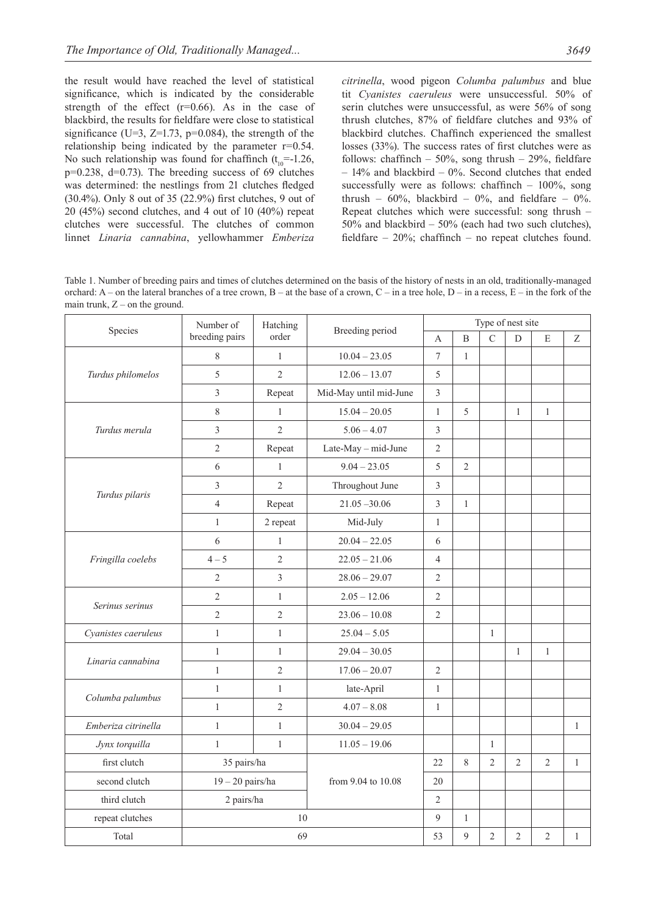the result would have reached the level of statistical significance, which is indicated by the considerable strength of the effect (r=0.66). As in the case of blackbird, the results for fieldfare were close to statistical significance (U=3, Z=1.73, p=0.084), the strength of the relationship being indicated by the parameter r=0.54. No such relationship was found for chaffinch ($t_{10}$=-1.26, p=0.238, d=0.73). The breeding success of 69 clutches was determined: the nestlings from 21 clutches fledged (30.4%). Only 8 out of 35 (22.9%) first clutches, 9 out of 20 (45%) second clutches, and 4 out of 10 (40%) repeat clutches were successful. The clutches of common linnet *Linaria cannabina*, yellowhammer *Emberiza citrinella*, wood pigeon *Columba palumbus* and blue tit *Cyanistes caeruleus* were unsuccessful. 50% of serin clutches were unsuccessful, as were 56% of song thrush clutches, 87% of fieldfare clutches and 93% of blackbird clutches. Chaffinch experienced the smallest losses (33%). The success rates of first clutches were as follows: chaffinch – 50%, song thrush – 29%, fieldfare – 14% and blackbird – 0%. Second clutches that ended successfully were as follows: chaffinch – 100%, song thrush – 60%, blackbird – 0%, and fieldfare – 0%. Repeat clutches which were successful: song thrush – 50% and blackbird – 50% (each had two such clutches), fieldfare – 20%; chaffinch – no repeat clutches found.

Table 1. Number of breeding pairs and times of clutches determined on the basis of the history of nests in an old, traditionally-managed orchard: A – on the lateral branches of a tree crown, B – at the base of a crown, C – in a tree hole, D – in a recess, E – in the fork of the main trunk, Z – on the ground.

| Species | Number of breeding pairs | Hatching order | Breeding period | Type of nest site | | | | | |
|---|---|---|---|---|---|---|---|---|---|
| | | | | A | B | C | D | E | Z |
| *Turdus philomelos* | 8 | 1 | 10.04 – 23.05 | 7 | 1 | | | | |
| | 5 | 2 | 12.06 – 13.07 | 5 | | | | | |
| | 3 | Repeat | Mid-May until mid-June | 3 | | | | | |
| *Turdus merula* | 8 | 1 | 15.04 – 20.05 | 1 | 5 | | 1 | 1 | |
| | 3 | 2 | 5.06 – 4.07 | 3 | | | | | |
| | 2 | Repeat | Late-May – mid-June | 2 | | | | | |
| *Turdus pilaris* | 6 | 1 | 9.04 – 23.05 | 5 | 2 | | | | |
| | 3 | 2 | Throughout June | 3 | | | | | |
| | 4 | Repeat | 21.05 –30.06 | 3 | 1 | | | | |
| | 1 | 2 repeat | Mid-July | 1 | | | | | |
| *Fringilla coelebs* | 6 | 1 | 20.04 – 22.05 | 6 | | | | | |
| | 4 – 5 | 2 | 22.05 – 21.06 | 4 | | | | | |
| | 2 | 3 | 28.06 – 29.07 | 2 | | | | | |
| *Serinus serinus* | 2 | 1 | 2.05 – 12.06 | 2 | | | | | |
| | 2 | 2 | 23.06 – 10.08 | 2 | | | | | |
| *Cyanistes caeruleus* | 1 | 1 | 25.04 – 5.05 | | | 1 | | | |
| *Linaria cannabina* | 1 | 1 | 29.04 – 30.05 | | | | 1 | 1 | |
| | 1 | 2 | 17.06 – 20.07 | 2 | | | | | |
| *Columba palumbus* | 1 | 1 | late-April | 1 | | | | | |
| | 1 | 2 | 4.07 – 8.08 | 1 | | | | | |
| *Emberiza citrinella* | 1 | 1 | 30.04 – 29.05 | | | | | | 1 |
| *Jynx torquilla* | 1 | 1 | 11.05 – 19.06 | | | 1 | | | |
| first clutch | 35 pairs/ha | | from 9.04 to 10.08 | 22 | 8 | 2 | 2 | 2 | 1 |
| second clutch | 19 – 20 pairs/ha | | | 20 | | | | | |
| third clutch | 2 pairs/ha | | | 2 | | | | | |
| repeat clutches | 10 | | | 9 | 1 | | | | |
| Total | 69 | | | 53 | 9 | 2 | 2 | 2 | 1 |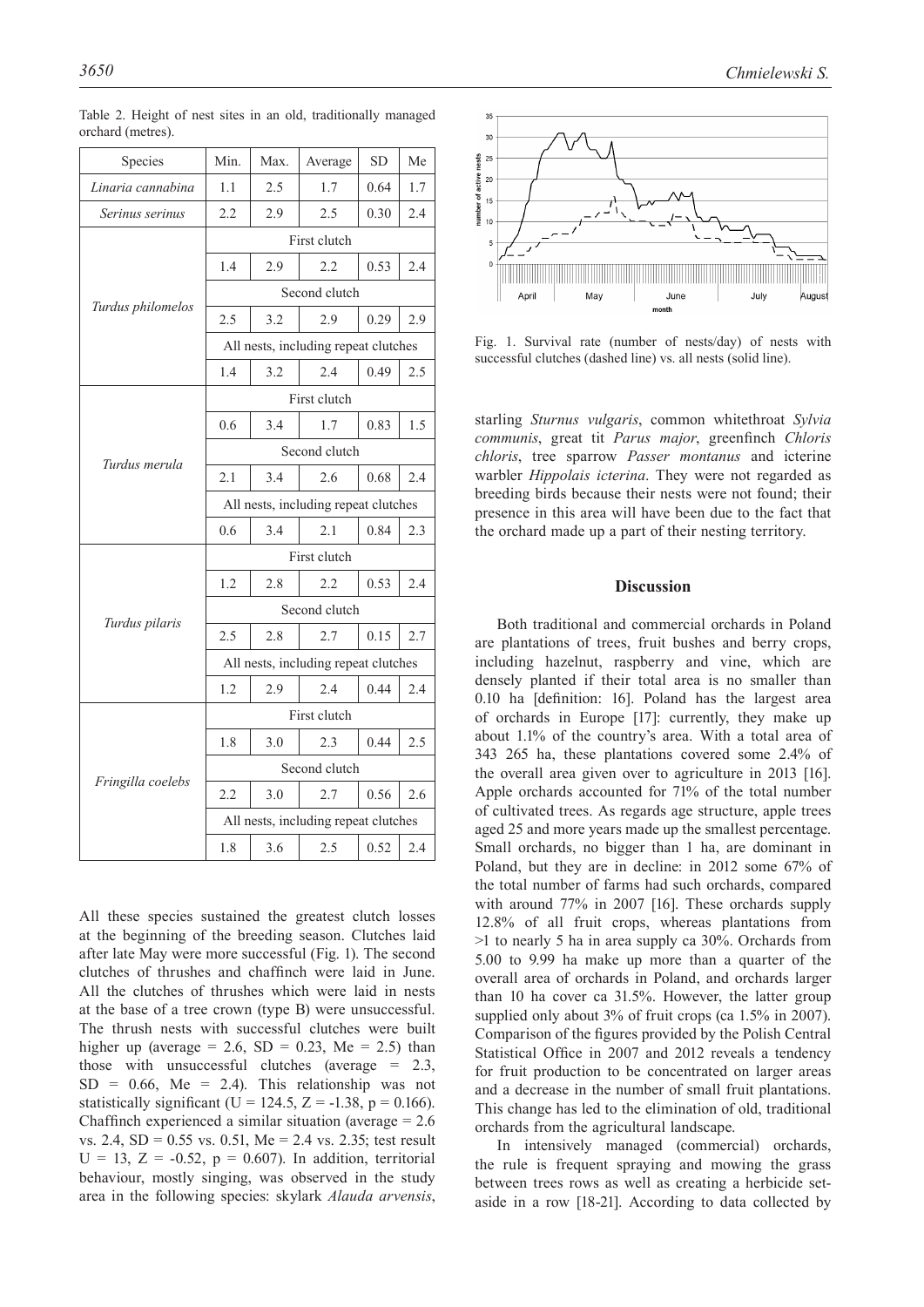Table 2. Height of nest sites in an old, traditionally managed orchard (metres).

| Species | Min. | Max. | Average | SD | Me |
|---|---|---|---|---|---|
| *Linaria cannabina* | 1.1 | 2.5 | 1.7 | 0.64 | 1.7 |
| *Serinus serinus* | 2.2 | 2.9 | 2.5 | 0.30 | 2.4 |
| *Turdus philomelos* | First clutch | | | | |
| | 1.4 | 2.9 | 2.2 | 0.53 | 2.4 |
| | Second clutch | | | | |
| | 2.5 | 3.2 | 2.9 | 0.29 | 2.9 |
| | All nests, including repeat clutches | | | | |
| | 1.4 | 3.2 | 2.4 | 0.49 | 2.5 |
| *Turdus merula* | First clutch | | | | |
| | 0.6 | 3.4 | 1.7 | 0.83 | 1.5 |
| | Second clutch | | | | |
| | 2.1 | 3.4 | 2.6 | 0.68 | 2.4 |
| | All nests, including repeat clutches | | | | |
| | 0.6 | 3.4 | 2.1 | 0.84 | 2.3 |
| *Turdus pilaris* | First clutch | | | | |
| | 1.2 | 2.8 | 2.2 | 0.53 | 2.4 |
| | Second clutch | | | | |
| | 2.5 | 2.8 | 2.7 | 0.15 | 2.7 |
| | All nests, including repeat clutches | | | | |
| | 1.2 | 2.9 | 2.4 | 0.44 | 2.4 |
| *Fringilla coelebs* | First clutch | | | | |
| | 1.8 | 3.0 | 2.3 | 0.44 | 2.5 |
| | Second clutch | | | | |
| | 2.2 | 3.0 | 2.7 | 0.56 | 2.6 |
| | All nests, including repeat clutches | | | | |
| | 1.8 | 3.6 | 2.5 | 0.52 | 2.4 |

All these species sustained the greatest clutch losses at the beginning of the breeding season. Clutches laid after late May were more successful (Fig. 1). The second clutches of thrushes and chaffinch were laid in June. All the clutches of thrushes which were laid in nests at the base of a tree crown (type B) were unsuccessful. The thrush nests with successful clutches were built higher up (average = 2.6, SD = 0.23, Me = 2.5) than those with unsuccessful clutches (average = 2.3, SD = 0.66, Me = 2.4). This relationship was not statistically significant ($U = 124.5$, $Z = -1.38$, $p = 0.166$). Chaffinch experienced a similar situation (average = 2.6 vs. 2.4, SD = 0.55 vs. 0.51, Me = 2.4 vs. 2.35; test result $U = 13$, $Z = -0.52$, $p = 0.607$). In addition, territorial behaviour, mostly singing, was observed in the study area in the following species: skylark *Alauda arvensis*, starling *Sturnus vulgaris*, common whitethroat *Sylvia communis*, great tit *Parus major*, greenfinch *Chloris chloris*, tree sparrow *Passer montanus* and icterine warbler *Hippolais icterina*. They were not regarded as breeding birds because their nests were not found; their presence in this area will have been due to the fact that the orchard made up a part of their nesting territory.

Fig. 1. Survival rate (number of nests/day) of nests with successful clutches (dashed line) vs. all nests (solid line).

## Discussion

Both traditional and commercial orchards in Poland are plantations of trees, fruit bushes and berry crops, including hazelnut, raspberry and vine, which are densely planted if their total area is no smaller than 0.10 ha [definition: 16]. Poland has the largest area of orchards in Europe [17]: currently, they make up about 1.1% of the country's area. With a total area of 343 265 ha, these plantations covered some 2.4% of the overall area given over to agriculture in 2013 [16]. Apple orchards accounted for 71% of the total number of cultivated trees. As regards age structure, apple trees aged 25 and more years made up the smallest percentage. Small orchards, no bigger than 1 ha, are dominant in Poland, but they are in decline: in 2012 some 67% of the total number of farms had such orchards, compared with around 77% in 2007 [16]. These orchards supply 12.8% of all fruit crops, whereas plantations from >1 to nearly 5 ha in area supply ca 30%. Orchards from 5.00 to 9.99 ha make up more than a quarter of the overall area of orchards in Poland, and orchards larger than 10 ha cover ca 31.5%. However, the latter group supplied only about 3% of fruit crops (ca 1.5% in 2007). Comparison of the figures provided by the Polish Central Statistical Office in 2007 and 2012 reveals a tendency for fruit production to be concentrated on larger areas and a decrease in the number of small fruit plantations. This change has led to the elimination of old, traditional orchards from the agricultural landscape.

In intensively managed (commercial) orchards, the rule is frequent spraying and mowing the grass between trees rows as well as creating a herbicide set-aside in a row [18-21]. According to data collected by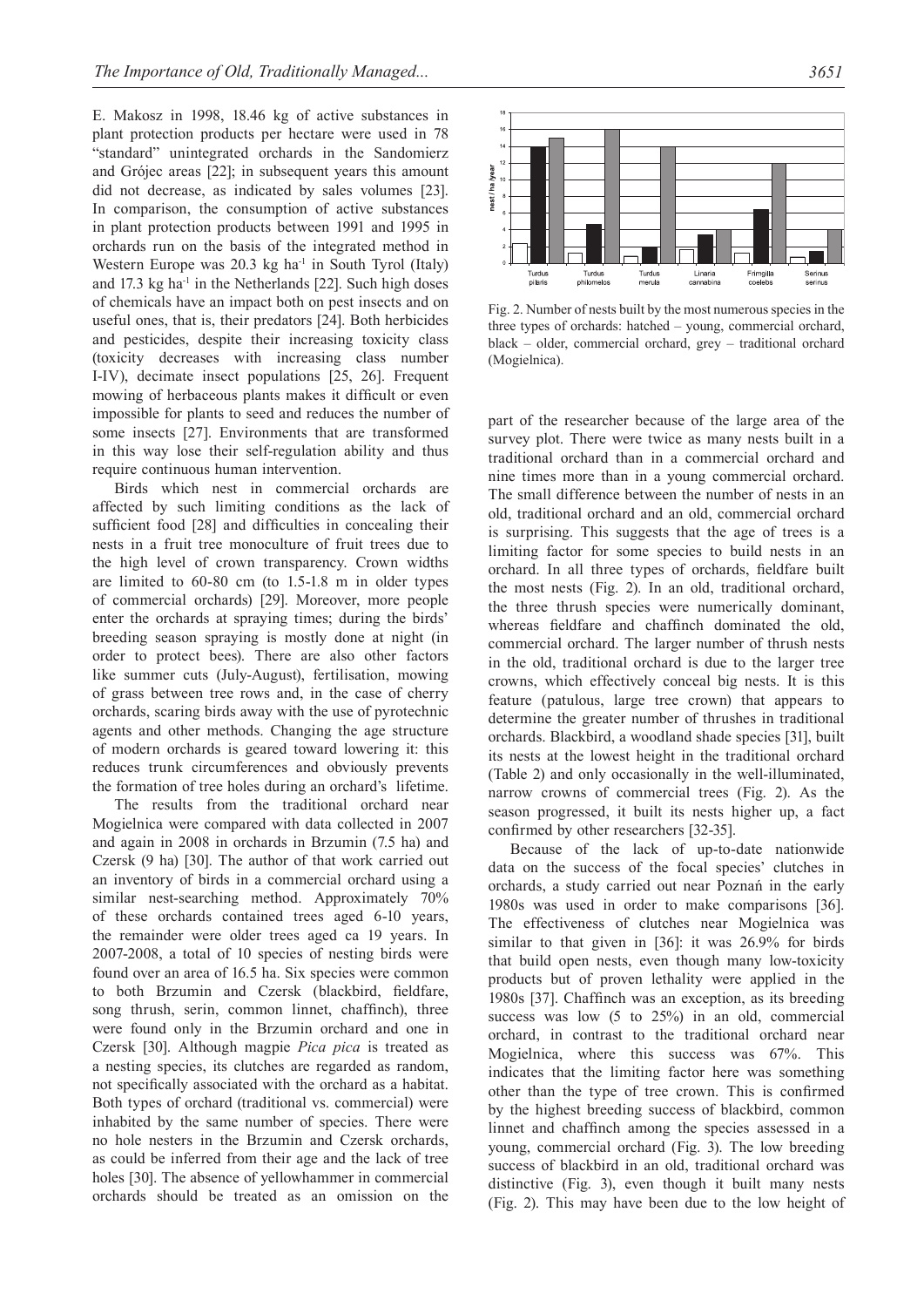E. Makosz in 1998, 18.46 kg of active substances in plant protection products per hectare were used in 78 "standard" unintegrated orchards in the Sandomierz and Grójec areas [22]; in subsequent years this amount did not decrease, as indicated by sales volumes [23]. In comparison, the consumption of active substances in plant protection products between 1991 and 1995 in orchards run on the basis of the integrated method in Western Europe was 20.3 kg ha$^{-1}$ in South Tyrol (Italy) and 17.3 kg ha$^{-1}$ in the Netherlands [22]. Such high doses of chemicals have an impact both on pest insects and on useful ones, that is, their predators [24]. Both herbicides and pesticides, despite their increasing toxicity class (toxicity decreases with increasing class number I-IV), decimate insect populations [25, 26]. Frequent mowing of herbaceous plants makes it difficult or even impossible for plants to seed and reduces the number of some insects [27]. Environments that are transformed in this way lose their self-regulation ability and thus require continuous human intervention.

Birds which nest in commercial orchards are affected by such limiting conditions as the lack of sufficient food [28] and difficulties in concealing their nests in a fruit tree monoculture of fruit trees due to the high level of crown transparency. Crown widths are limited to 60-80 cm (to 1.5-1.8 m in older types of commercial orchards) [29]. Moreover, more people enter the orchards at spraying times; during the birds' breeding season spraying is mostly done at night (in order to protect bees). There are also other factors like summer cuts (July-August), fertilisation, mowing of grass between tree rows and, in the case of cherry orchards, scaring birds away with the use of pyrotechnic agents and other methods. Changing the age structure of modern orchards is geared toward lowering it: this reduces trunk circumferences and obviously prevents the formation of tree holes during an orchard's lifetime.

The results from the traditional orchard near Mogielnica were compared with data collected in 2007 and again in 2008 in orchards in Brzumin (7.5 ha) and Czersk (9 ha) [30]. The author of that work carried out an inventory of birds in a commercial orchard using a similar nest-searching method. Approximately 70% of these orchards contained trees aged 6-10 years, the remainder were older trees aged ca 19 years. In 2007-2008, a total of 10 species of nesting birds were found over an area of 16.5 ha. Six species were common to both Brzumin and Czersk (blackbird, fieldfare, song thrush, serin, common linnet, chaffinch), three were found only in the Brzumin orchard and one in Czersk [30]. Although magpie *Pica pica* is treated as a nesting species, its clutches are regarded as random, not specifically associated with the orchard as a habitat. Both types of orchard (traditional vs. commercial) were inhabited by the same number of species. There were no hole nesters in the Brzumin and Czersk orchards, as could be inferred from their age and the lack of tree holes [30]. The absence of yellowhammer in commercial orchards should be treated as an omission on the part of the researcher because of the large area of the survey plot. There were twice as many nests built in a traditional orchard than in a commercial orchard and nine times more than in a young commercial orchard. The small difference between the number of nests in an old, traditional orchard and an old, commercial orchard is surprising. This suggests that the age of trees is a limiting factor for some species to build nests in an orchard. In all three types of orchards, fieldfare built the most nests (Fig. 2). In an old, traditional orchard, the three thrush species were numerically dominant, whereas fieldfare and chaffinch dominated the old, commercial orchard. The larger number of thrush nests in the old, traditional orchard is due to the larger tree crowns, which effectively conceal big nests. It is this feature (patulous, large tree crown) that appears to determine the greater number of thrushes in traditional orchards. Blackbird, a woodland shade species [31], built its nests at the lowest height in the traditional orchard (Table 2) and only occasionally in the well-illuminated, narrow crowns of commercial trees (Fig. 2). As the season progressed, it built its nests higher up, a fact confirmed by other researchers [32-35].

Fig. 2. Number of nests built by the most numerous species in the three types of orchards: hatched – young, commercial orchard, black – older, commercial orchard, grey – traditional orchard (Mogielnica).

Because of the lack of up-to-date nationwide data on the success of the focal species' clutches in orchards, a study carried out near Poznań in the early 1980s was used in order to make comparisons [36]. The effectiveness of clutches near Mogielnica was similar to that given in [36]: it was 26.9% for birds that build open nests, even though many low-toxicity products but of proven lethality were applied in the 1980s [37]. Chaffinch was an exception, as its breeding success was low (5 to 25%) in an old, commercial orchard, in contrast to the traditional orchard near Mogielnica, where this success was 67%. This indicates that the limiting factor here was something other than the type of tree crown. This is confirmed by the highest breeding success of blackbird, common linnet and chaffinch among the species assessed in a young, commercial orchard (Fig. 3). The low breeding success of blackbird in an old, traditional orchard was distinctive (Fig. 3), even though it built many nests (Fig. 2). This may have been due to the low height of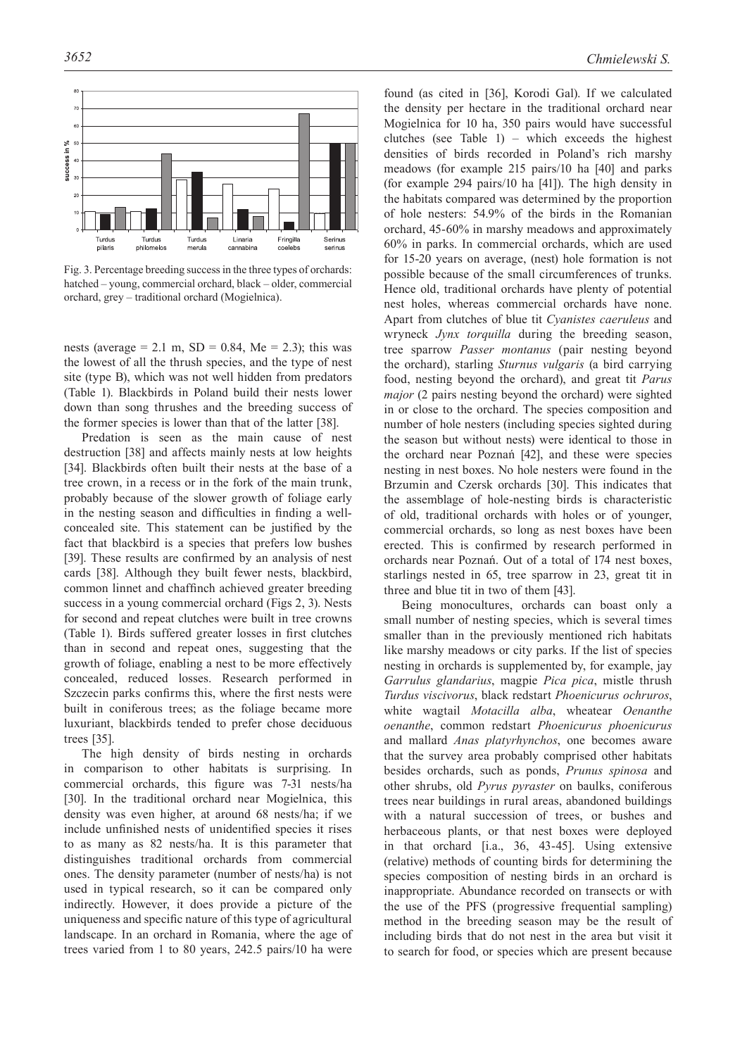Fig. 3. Percentage breeding success in the three types of orchards: hatched – young, commercial orchard, black – older, commercial orchard, grey – traditional orchard (Mogielnica).

nests (average = 2.1 m, SD = 0.84, Me = 2.3); this was the lowest of all the thrush species, and the type of nest site (type B), which was not well hidden from predators (Table 1). Blackbirds in Poland build their nests lower down than song thrushes and the breeding success of the former species is lower than that of the latter [38].

Predation is seen as the main cause of nest destruction [38] and affects mainly nests at low heights [34]. Blackbirds often built their nests at the base of a tree crown, in a recess or in the fork of the main trunk, probably because of the slower growth of foliage early in the nesting season and difficulties in finding a well-concealed site. This statement can be justified by the fact that blackbird is a species that prefers low bushes [39]. These results are confirmed by an analysis of nest cards [38]. Although they built fewer nests, blackbird, common linnet and chaffinch achieved greater breeding success in a young commercial orchard (Figs 2, 3). Nests for second and repeat clutches were built in tree crowns (Table 1). Birds suffered greater losses in first clutches than in second and repeat ones, suggesting that the growth of foliage, enabling a nest to be more effectively concealed, reduced losses. Research performed in Szczecin parks confirms this, where the first nests were built in coniferous trees; as the foliage became more luxuriant, blackbirds tended to prefer chose deciduous trees [35].

The high density of birds nesting in orchards in comparison to other habitats is surprising. In commercial orchards, this figure was 7-31 nests/ha [30]. In the traditional orchard near Mogielnica, this density was even higher, at around 68 nests/ha; if we include unfinished nests of unidentified species it rises to as many as 82 nests/ha. It is this parameter that distinguishes traditional orchards from commercial ones. The density parameter (number of nests/ha) is not used in typical research, so it can be compared only indirectly. However, it does provide a picture of the uniqueness and specific nature of this type of agricultural landscape. In an orchard in Romania, where the age of trees varied from 1 to 80 years, 242.5 pairs/10 ha were found (as cited in [36], Korodi Gal). If we calculated the density per hectare in the traditional orchard near Mogielnica for 10 ha, 350 pairs would have successful clutches (see Table 1) – which exceeds the highest densities of birds recorded in Poland's rich marshy meadows (for example 215 pairs/10 ha [40] and parks (for example 294 pairs/10 ha [41]). The high density in the habitats compared was determined by the proportion of hole nesters: 54.9% of the birds in the Romanian orchard, 45-60% in marshy meadows and approximately 60% in parks. In commercial orchards, which are used for 15-20 years on average, (nest) hole formation is not possible because of the small circumferences of trunks. Hence old, traditional orchards have plenty of potential nest holes, whereas commercial orchards have none. Apart from clutches of blue tit *Cyanistes caeruleus* and wryneck *Jynx torquilla* during the breeding season, tree sparrow *Passer montanus* (pair nesting beyond the orchard), starling *Sturnus vulgaris* (a bird carrying food, nesting beyond the orchard), and great tit *Parus major* (2 pairs nesting beyond the orchard) were sighted in or close to the orchard. The species composition and number of hole nesters (including species sighted during the season but without nests) were identical to those in the orchard near Poznań [42], and these were species nesting in nest boxes. No hole nesters were found in the Brzumin and Czersk orchards [30]. This indicates that the assemblage of hole-nesting birds is characteristic of old, traditional orchards with holes or of younger, commercial orchards, so long as nest boxes have been erected. This is confirmed by research performed in orchards near Poznań. Out of a total of 174 nest boxes, starlings nested in 65, tree sparrow in 23, great tit in three and blue tit in two of them [43].

Being monocultures, orchards can boast only a small number of nesting species, which is several times smaller than in the previously mentioned rich habitats like marshy meadows or city parks. If the list of species nesting in orchards is supplemented by, for example, jay *Garrulus glandarius*, magpie *Pica pica*, mistle thrush *Turdus viscivorus*, black redstart *Phoenicurus ochruros*, white wagtail *Motacilla alba*, wheatear *Oenanthe oenanthe*, common redstart *Phoenicurus phoenicurus* and mallard *Anas platyrhynchos*, one becomes aware that the survey area probably comprised other habitats besides orchards, such as ponds, *Prunus spinosa* and other shrubs, old *Pyrus pyraster* on baulks, coniferous trees near buildings in rural areas, abandoned buildings with a natural succession of trees, or bushes and herbaceous plants, or that nest boxes were deployed in that orchard [i.a., 36, 43-45]. Using extensive (relative) methods of counting birds for determining the species composition of nesting birds in an orchard is inappropriate. Abundance recorded on transects or with the use of the PFS (progressive frequential sampling) method in the breeding season may be the result of including birds that do not nest in the area but visit it to search for food, or species which are present because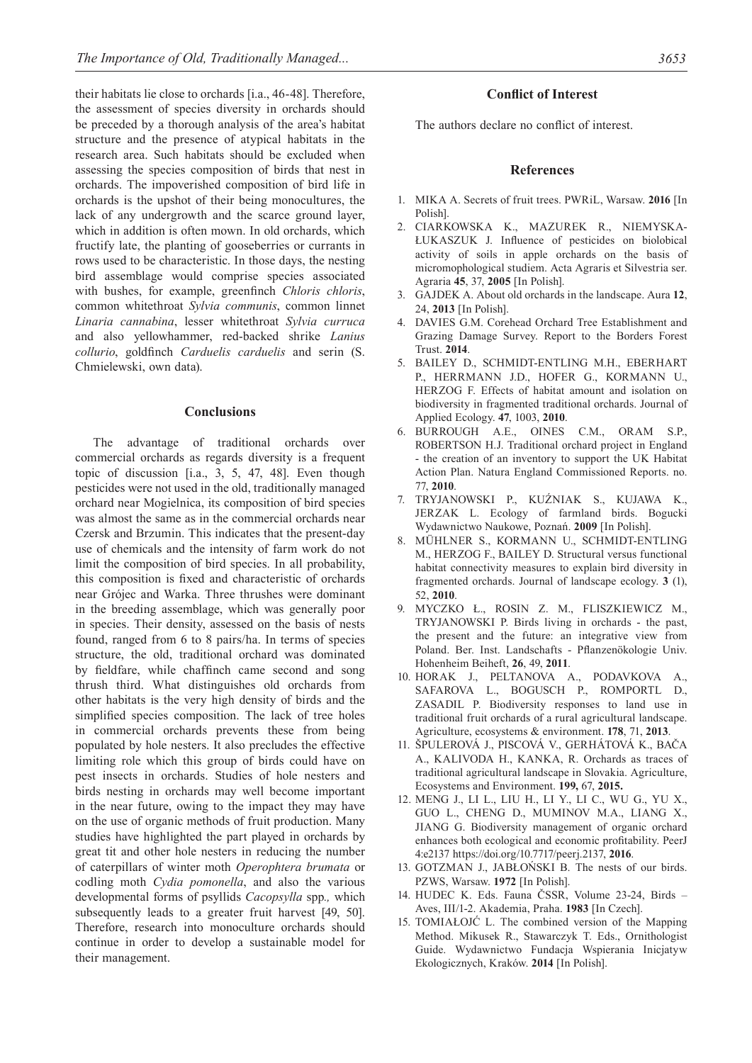their habitats lie close to orchards [i.a., 46-48]. Therefore, the assessment of species diversity in orchards should be preceded by a thorough analysis of the area's habitat structure and the presence of atypical habitats in the research area. Such habitats should be excluded when assessing the species composition of birds that nest in orchards. The impoverished composition of bird life in orchards is the upshot of their being monocultures, the lack of any undergrowth and the scarce ground layer, which in addition is often mown. In old orchards, which fructify late, the planting of gooseberries or currants in rows used to be characteristic. In those days, the nesting bird assemblage would comprise species associated with bushes, for example, greenfinch *Chloris chloris*, common whitethroat *Sylvia communis*, common linnet *Linaria cannabina*, lesser whitethroat *Sylvia curruca* and also yellowhammer, red-backed shrike *Lanius collurio*, goldfinch *Carduelis carduelis* and serin (S. Chmielewski, own data).

## Conclusions

The advantage of traditional orchards over commercial orchards as regards diversity is a frequent topic of discussion [i.a., 3, 5, 47, 48]. Even though pesticides were not used in the old, traditionally managed orchard near Mogielnica, its composition of bird species was almost the same as in the commercial orchards near Czersk and Brzumin. This indicates that the present-day use of chemicals and the intensity of farm work do not limit the composition of bird species. In all probability, this composition is fixed and characteristic of orchards near Grójec and Warka. Three thrushes were dominant in the breeding assemblage, which was generally poor in species. Their density, assessed on the basis of nests found, ranged from 6 to 8 pairs/ha. In terms of species structure, the old, traditional orchard was dominated by fieldfare, while chaffinch came second and song thrush third. What distinguishes old orchards from other habitats is the very high density of birds and the simplified species composition. The lack of tree holes in commercial orchards prevents these from being populated by hole nesters. It also precludes the effective limiting role which this group of birds could have on pest insects in orchards. Studies of hole nesters and birds nesting in orchards may well become important in the near future, owing to the impact they may have on the use of organic methods of fruit production. Many studies have highlighted the part played in orchards by great tit and other hole nesters in reducing the number of caterpillars of winter moth *Operophtera brumata* or codling moth *Cydia pomonella*, and also the various developmental forms of psyllids *Cacopsylla* spp*.,* which subsequently leads to a greater fruit harvest [49, 50]. Therefore, research into monoculture orchards should continue in order to develop a sustainable model for their management.

## Conflict of Interest

The authors declare no conflict of interest.

## References

1. MIKA A. Secrets of fruit trees. PWRiL, Warsaw. **2016** [In Polish].
2. CIARKOWSKA K., MAZUREK R., NIEMYSKA-ŁUKASZUK J. Influence of pesticides on biolobical activity of soils in apple orchards on the basis of micromophological studiem. Acta Agraris et Silvestria ser. Agraria **45**, 37, **2005** [In Polish].
3. GAJDEK A. About old orchards in the landscape. Aura **12**, 24, **2013** [In Polish].
4. DAVIES G.M. Corehead Orchard Tree Establishment and Grazing Damage Survey. Report to the Borders Forest Trust. **2014**.
5. BAILEY D., SCHMIDT-ENTLING M.H., EBERHART P., HERRMANN J.D., HOFER G., KORMANN U., HERZOG F. Effects of habitat amount and isolation on biodiversity in fragmented traditional orchards. Journal of Applied Ecology. **47**, 1003, **2010**.
6. BURROUGH A.E., OINES C.M., ORAM S.P., ROBERTSON H.J. Traditional orchard project in England - the creation of an inventory to support the UK Habitat Action Plan. Natura England Commissioned Reports. no. 77, **2010**.
7. TRYJANOWSKI P., KUŹNIAK S., KUJAWA K., JERZAK L. Ecology of farmland birds. Bogucki Wydawnictwo Naukowe, Poznań. **2009** [In Polish].
8. MÜHLNER S., KORMANN U., SCHMIDT-ENTLING M., HERZOG F., BAILEY D. Structural versus functional habitat connectivity measures to explain bird diversity in fragmented orchards. Journal of landscape ecology. **3** (1), 52, **2010**.
9. MYCZKO Ł., ROSIN Z. M., FLISZKIEWICZ M., TRYJANOWSKI P. Birds living in orchards - the past, the present and the future: an integrative view from Poland. Ber. Inst. Landschafts - Pflanzenökologie Univ. Hohenheim Beiheft, **26**, 49, **2011**.
10. HORAK J., PELTANOVA A., PODAVKOVA A., SAFAROVA L., BOGUSCH P., ROMPORTL D., ZASADIL P. Biodiversity responses to land use in traditional fruit orchards of a rural agricultural landscape. Agriculture, ecosystems & environment. **178**, 71, **2013**.
11. ŠPULEROVÁ J., PISCOVÁ V., GERHÁTOVÁ K., BAČA A., KALIVODA H., KANKA, R. Orchards as traces of traditional agricultural landscape in Slovakia. Agriculture, Ecosystems and Environment. **199,** 67, **2015.**
12. MENG J., LI L., LIU H., LI Y., LI C., WU G., YU X., GUO L., CHENG D., MUMINOV M.A., LIANG X., JIANG G. Biodiversity management of organic orchard enhances both ecological and economic profitability. PeerJ 4:e2137 https://doi.org/10.7717/peerj.2137, **2016**.
13. GOTZMAN J., JABŁOŃSKI B. The nests of our birds. PZWS, Warsaw. **1972** [In Polish].
14. HUDEC K. Eds. Fauna ČSSR, Volume 23-24, Birds – Aves, III/1-2. Akademia, Praha. **1983** [In Czech].
15. TOMIAŁOJĆ L. The combined version of the Mapping Method. Mikusek R., Stawarczyk T. Eds., Ornithologist Guide. Wydawnictwo Fundacja Wspierania Inicjatyw Ekologicznych, Kraków. **2014** [In Polish].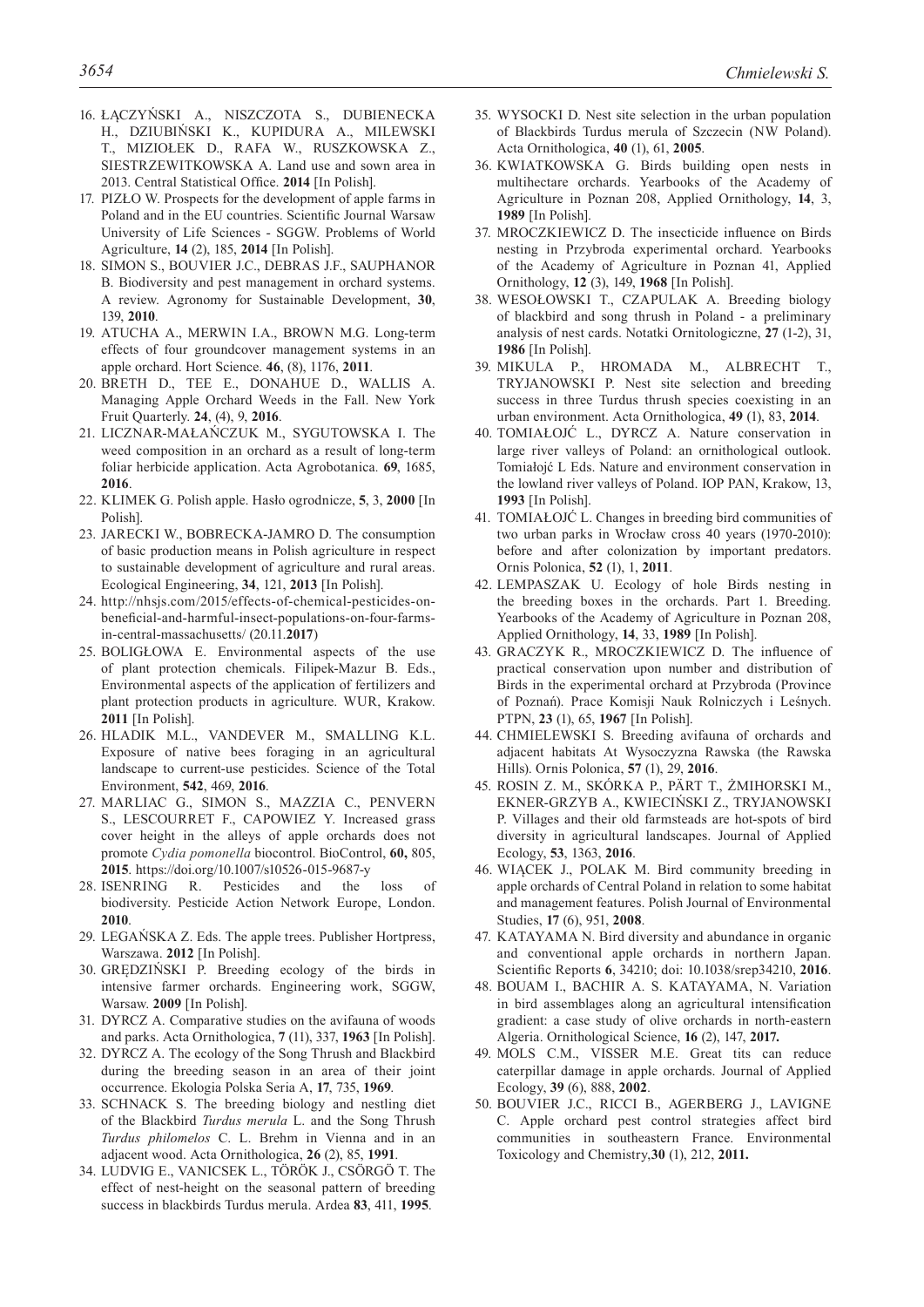16. ŁĄCZYŃSKI A., NISZCZOTA S., DUBIENECKA H., DZIUBIŃSKI K., KUPIDURA A., MILEWSKI T., MIZIOŁEK D., RAFA W., RUSZKOWSKA Z., SIESTRZEWITKOWSKA A. Land use and sown area in 2013. Central Statistical Office. **2014** [In Polish].
17. PIZŁO W. Prospects for the development of apple farms in Poland and in the EU countries. Scientific Journal Warsaw University of Life Sciences - SGGW. Problems of World Agriculture, **14** (2), 185, **2014** [In Polish].
18. SIMON S., BOUVIER J.C., DEBRAS J.F., SAUPHANOR B. Biodiversity and pest management in orchard systems. A review. Agronomy for Sustainable Development, **30**, 139, **2010**.
19. ATUCHA A., MERWIN I.A., BROWN M.G. Long-term effects of four groundcover management systems in an apple orchard. Hort Science. **46**, (8), 1176, **2011**.
20. BRETH D., TEE E., DONAHUE D., WALLIS A. Managing Apple Orchard Weeds in the Fall. New York Fruit Quarterly. **24**, (4), 9, **2016**.
21. LICZNAR-MAŁAŃCZUK M., SYGUTOWSKA I. The weed composition in an orchard as a result of long-term foliar herbicide application. Acta Agrobotanica. **69**, 1685, **2016**.
22. KLIMEK G. Polish apple. Hasło ogrodnicze, **5**, 3, **2000** [In Polish].
23. JARECKI W., BOBRECKA-JAMRO D. The consumption of basic production means in Polish agriculture in respect to sustainable development of agriculture and rural areas. Ecological Engineering, **34**, 121, **2013** [In Polish].
24. http://nhsjs.com/2015/effects-of-chemical-pesticides-on-beneficial-and-harmful-insect-populations-on-four-farms-in-central-massachusetts/ (20.11.**2017**)
25. BOLIGŁOWA E. Environmental aspects of the use of plant protection chemicals. Filipek-Mazur B. Eds., Environmental aspects of the application of fertilizers and plant protection products in agriculture. WUR, Krakow. **2011** [In Polish].
26. HLADIK M.L., VANDEVER M., SMALLING K.L. Exposure of native bees foraging in an agricultural landscape to current-use pesticides. Science of the Total Environment, **542**, 469, **2016**.
27. MARLIAC G., SIMON S., MAZZIA C., PENVERN S., LESCOURRET F., CAPOWIEZ Y. Increased grass cover height in the alleys of apple orchards does not promote *Cydia pomonella* biocontrol. BioControl, **60,** 805, **2015**. https://doi.org/10.1007/s10526-015-9687-y
28. ISENRING R. Pesticides and the loss of biodiversity. Pesticide Action Network Europe, London. **2010**.
29. LEGAŃSKA Z. Eds. The apple trees. Publisher Hortpress, Warszawa. **2012** [In Polish].
30. GRĘDZIŃSKI P. Breeding ecology of the birds in intensive farmer orchards. Engineering work, SGGW, Warsaw. **2009** [In Polish].
31. DYRCZ A. Comparative studies on the avifauna of woods and parks. Acta Ornithologica, **7** (11), 337, **1963** [In Polish].
32. DYRCZ A. The ecology of the Song Thrush and Blackbird during the breeding season in an area of their joint occurrence. Ekologia Polska Seria A, **17**, 735, **1969**.
33. SCHNACK S. The breeding biology and nestling diet of the Blackbird *Turdus merula* L. and the Song Thrush *Turdus philomelos* C. L. Brehm in Vienna and in an adjacent wood. Acta Ornithologica, **26** (2), 85, **1991**.
34. LUDVIG E., VANICSEK L., TÖRÖK J., CSÖRGÖ T. The effect of nest-height on the seasonal pattern of breeding success in blackbirds Turdus merula. Ardea **83**, 411, **1995**.
35. WYSOCKI D. Nest site selection in the urban population of Blackbirds Turdus merula of Szczecin (NW Poland). Acta Ornithologica, **40** (1), 61, **2005**.
36. KWIATKOWSKA G. Birds building open nests in multihectare orchards. Yearbooks of the Academy of Agriculture in Poznan 208, Applied Ornithology, **14**, 3, **1989** [In Polish].
37. MROCZKIEWICZ D. The insecticide influence on Birds nesting in Przybroda experimental orchard. Yearbooks of the Academy of Agriculture in Poznan 41, Applied Ornithology, **12** (3), 149, **1968** [In Polish].
38. WESOŁOWSKI T., CZAPULAK A. Breeding biology of blackbird and song thrush in Poland - a preliminary analysis of nest cards. Notatki Ornitologiczne, **27** (1-2), 31, **1986** [In Polish].
39. MIKULA P., HROMADA M., ALBRECHT T., TRYJANOWSKI P. Nest site selection and breeding success in three Turdus thrush species coexisting in an urban environment. Acta Ornithologica, **49** (1), 83, **2014**.
40. TOMIAŁOJĆ L., DYRCZ A. Nature conservation in large river valleys of Poland: an ornithological outlook. Tomiałojć L Eds. Nature and environment conservation in the lowland river valleys of Poland. IOP PAN, Krakow, 13, **1993** [In Polish].
41. TOMIAŁOJĆ L. Changes in breeding bird communities of two urban parks in Wrocław cross 40 years (1970-2010): before and after colonization by important predators. Ornis Polonica, **52** (1), 1, **2011**.
42. LEMPASZAK U. Ecology of hole Birds nesting in the breeding boxes in the orchards. Part 1. Breeding. Yearbooks of the Academy of Agriculture in Poznan 208, Applied Ornithology, **14**, 33, **1989** [In Polish].
43. GRACZYK R., MROCZKIEWICZ D. The influence of practical conservation upon number and distribution of Birds in the experimental orchard at Przybroda (Province of Poznań). Prace Komisji Nauk Rolniczych i Leśnych. PTPN, **23** (1), 65, **1967** [In Polish].
44. CHMIELEWSKI S. Breeding avifauna of orchards and adjacent habitats At Wysoczyzna Rawska (the Rawska Hills). Ornis Polonica, **57** (1), 29, **2016**.
45. ROSIN Z. M., SKÓRKA P., PÄRT T., ŻMIHORSKI M., EKNER-GRZYB A., KWIECIŃSKI Z., TRYJANOWSKI P. Villages and their old farmsteads are hot-spots of bird diversity in agricultural landscapes. Journal of Applied Ecology, **53**, 1363, **2016**.
46. WIĄCEK J., POLAK M. Bird community breeding in apple orchards of Central Poland in relation to some habitat and management features. Polish Journal of Environmental Studies, **17** (6), 951, **2008**.
47. KATAYAMA N. Bird diversity and abundance in organic and conventional apple orchards in northern Japan. Scientific Reports **6**, 34210; doi: 10.1038/srep34210, **2016**.
48. BOUAM I., BACHIR A. S. KATAYAMA, N. Variation in bird assemblages along an agricultural intensification gradient: a case study of olive orchards in north-eastern Algeria. Ornithological Science, **16** (2), 147, **2017.**
49. MOLS C.M., VISSER M.E. Great tits can reduce caterpillar damage in apple orchards. Journal of Applied Ecology, **39** (6), 888, **2002**.
50. BOUVIER J.C., RICCI B., AGERBERG J., LAVIGNE C. Apple orchard pest control strategies affect bird communities in southeastern France. Environmental Toxicology and Chemistry,**30** (1), 212, **2011.**